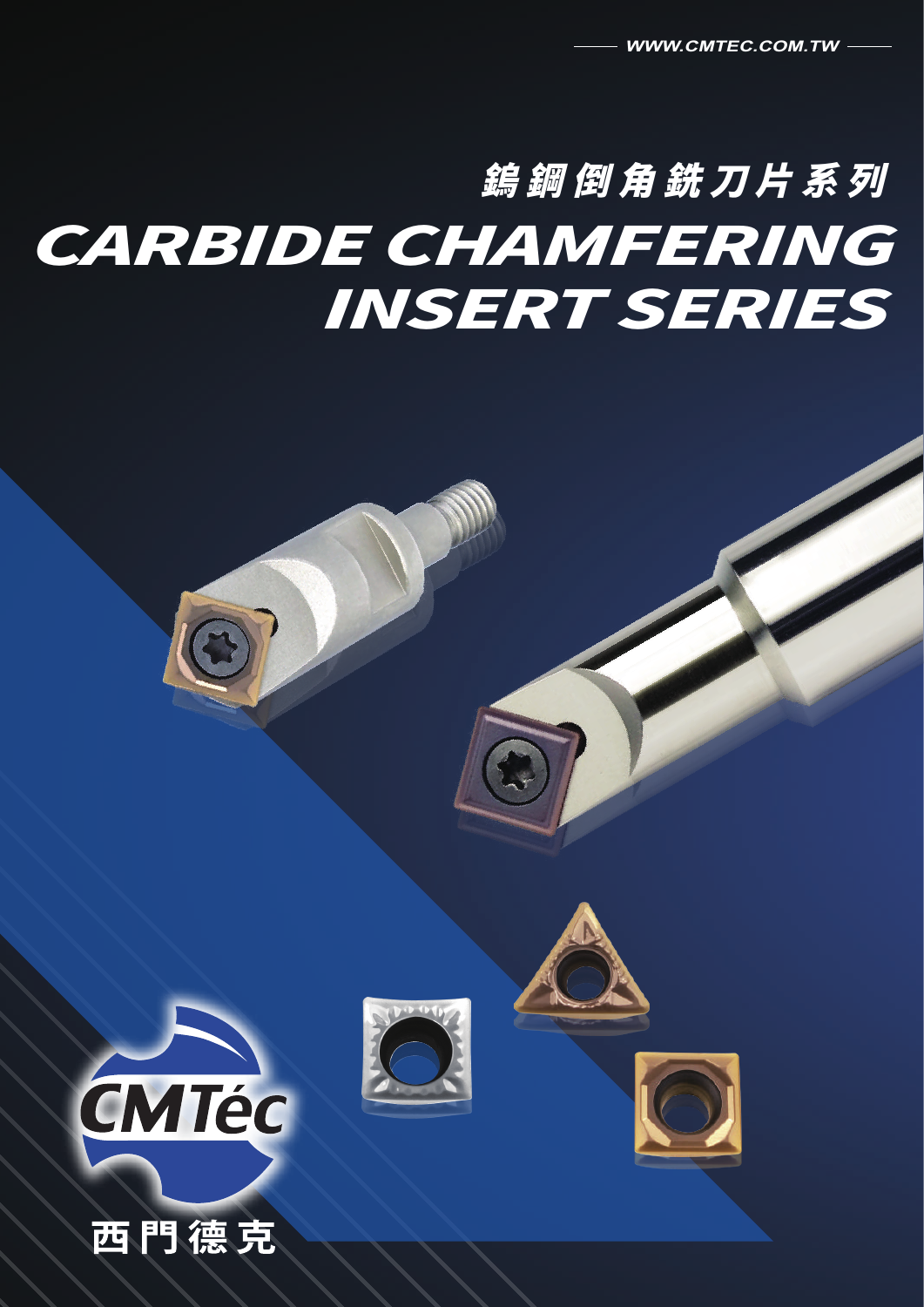WWW.CMTEC.COM.TW

# 鎢鋼倒角銑刀片系列

# CARBIDE CHAMFERING INSERT SERIES

CMTéc

西門德克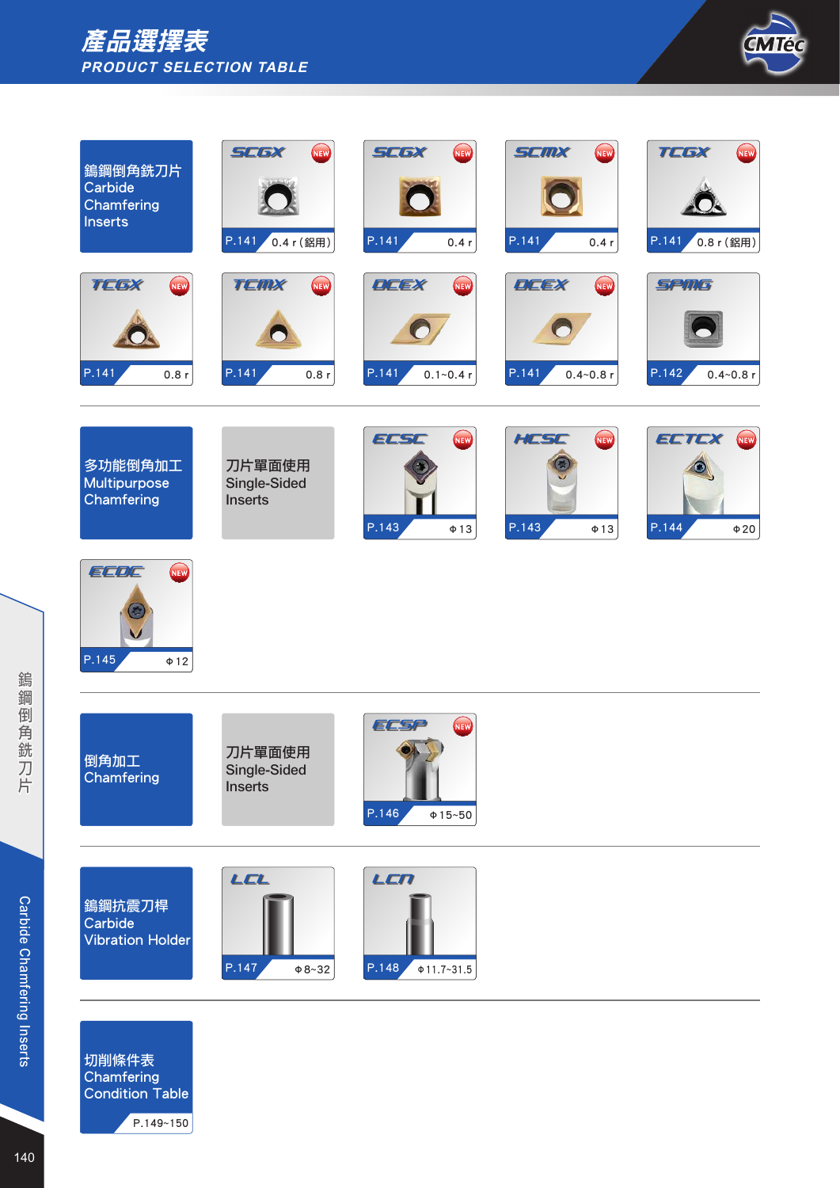# 產品選擇表
## PRODUCT SELECTION TABLE

### 鎢鋼倒角銑刀片 Carbide Chamfering Inserts

| Model | Page | Spec |
|---|---|---|
| SCGX (NEW) | P.141 | 0.4 r (鋁用) |
| SCGX (NEW) | P.141 | 0.4 r |
| SCMX (NEW) | P.141 | 0.4 r |
| TCGX (NEW) | P.141 | 0.8 r (鋁用) |
| TCGX (NEW) | P.141 | 0.8 r |
| TCMX (NEW) | P.141 | 0.8 r |
| DCEX (NEW) | P.141 | 0.1~0.4 r |
| DCEX (NEW) | P.141 | 0.4~0.8 r |
| SPMG | P.142 | 0.4~0.8 r |

### 多功能倒角加工 Multipurpose Chamfering

刀片單面使用 Single-Sided Inserts

| Model | Page | Spec |
|---|---|---|
| ECSC (NEW) | P.143 | Φ13 |
| HCSC (NEW) | P.143 | Φ13 |
| ECTCX (NEW) | P.144 | Φ20 |
| ECDC (NEW) | P.145 | Φ12 |

### 倒角加工 Chamfering

刀片單面使用 Single-Sided Inserts

| Model | Page | Spec |
|---|---|---|
| ECSP (NEW) | P.146 | Φ15~50 |

### 鎢鋼抗震刀桿 Carbide Vibration Holder

| Model | Page | Spec |
|---|---|---|
| LCL | P.147 | Φ8~32 |
| LCN | P.148 | Φ11.7~31.5 |

### 切削條件表 Chamfering Condition Table

P.149~150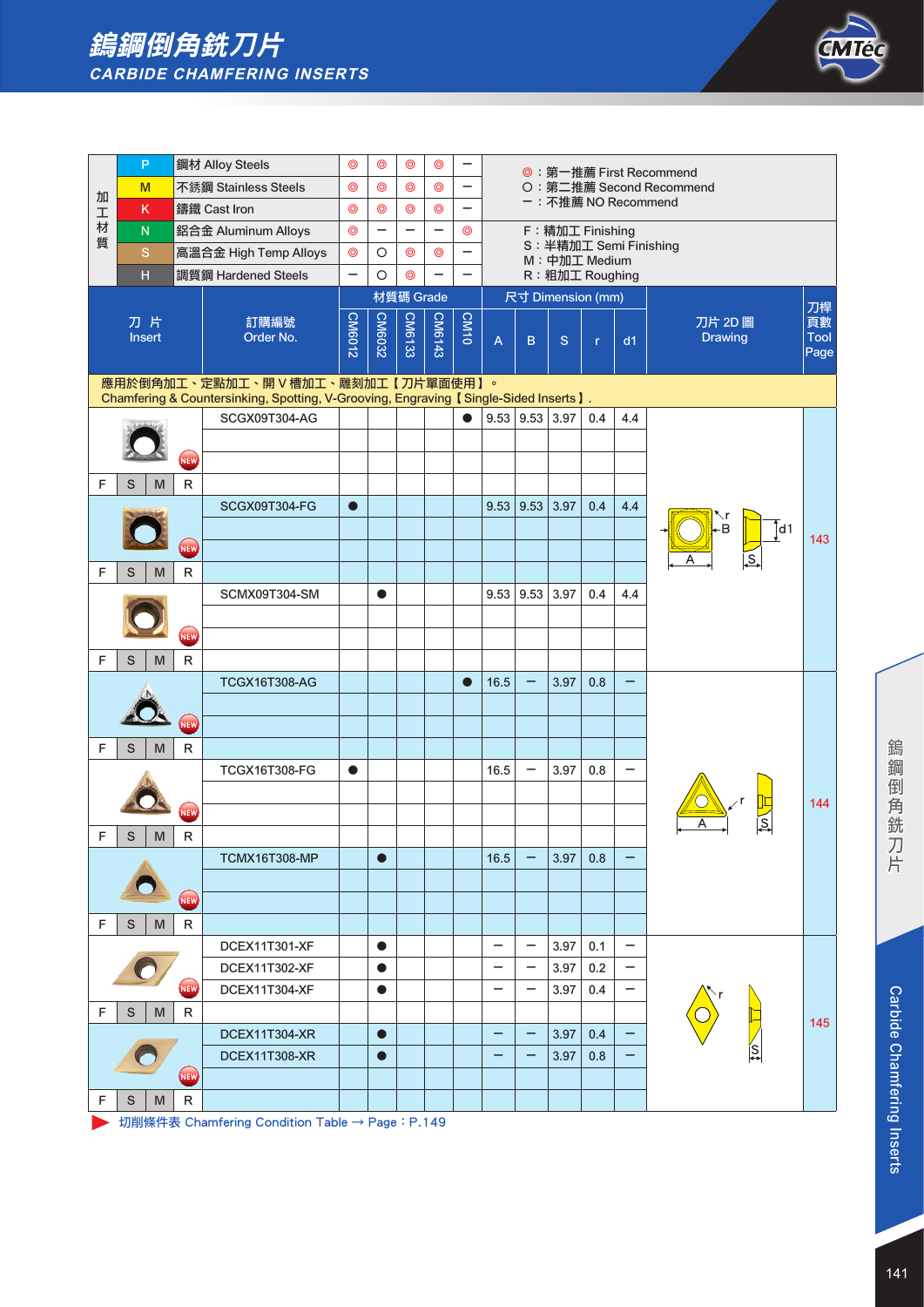# 鎢鋼倒角銑刀片

## CARBIDE CHAMFERING INSERTS

| 加工材質 | | | CM6012 | CM6032 | CM6133 | CM6143 | CM10 |
|---|---|---|---|---|---|---|---|
| P | 鋼材 Alloy Steels | | ◎ | ◎ | ◎ | ◎ | − |
| M | 不銹鋼 Stainless Steels | | ◎ | ◎ | ◎ | ◎ | − |
| K | 鑄鐵 Cast Iron | | ◎ | ◎ | ◎ | ◎ | − |
| N | 鋁合金 Aluminum Alloys | | ◎ | − | − | − | ◎ |
| S | 高溫合金 High Temp Alloys | | ◎ | ○ | ◎ | ◎ | − |
| H | 調質鋼 Hardened Steels | | − | ○ | ◎ | − | − |

◎：第一推薦 First Recommend
○：第二推薦 Second Recommend
−：不推薦 NO Recommend

F：精加工 Finishing
S：半精加工 Semi Finishing
M：中加工 Medium
R：粗加工 Roughing

應用於倒角加工、定點加工、開 V 槽加工、雕刻加工【刀片單面使用】。
Chamfering & Countersinking, Spotting, V-Grooving, Engraving【Single-Sided Inserts】.

| 刀片 Insert | 訂購編號 Order No. | CM6012 | CM6032 | CM6133 | CM6143 | CM10 | A | B | S | r | d1 | 刀片 2D 圖 Drawing | 刀桿頁數 Tool Page |
|---|---|---|---|---|---|---|---|---|---|---|---|---|---|
| NEW (F S M R) | SCGX09T304-AG | | | | | ● | 9.53 | 9.53 | 3.97 | 0.4 | 4.4 | | 143 |
| NEW (F S M R) | SCGX09T304-FG | ● | | | | | 9.53 | 9.53 | 3.97 | 0.4 | 4.4 | | 143 |
| NEW (F S M R) | SCMX09T304-SM | | ● | | | | 9.53 | 9.53 | 3.97 | 0.4 | 4.4 | | 143 |
| NEW (F S M R) | TCGX16T308-AG | | | | | ● | 16.5 | − | 3.97 | 0.8 | − | | 144 |
| NEW (F S M R) | TCGX16T308-FG | ● | | | | | 16.5 | − | 3.97 | 0.8 | − | | 144 |
| NEW (F S M R) | TCMX16T308-MP | | ● | | | | 16.5 | − | 3.97 | 0.8 | − | | 144 |
| NEW (F S M R) | DCEX11T301-XF | | ● | | | | − | − | 3.97 | 0.1 | − | | 145 |
| | DCEX11T302-XF | | ● | | | | − | − | 3.97 | 0.2 | − | | 145 |
| | DCEX11T304-XF | | ● | | | | − | − | 3.97 | 0.4 | − | | 145 |
| NEW (F S M R) | DCEX11T304-XR | | ● | | | | − | − | 3.97 | 0.4 | − | | 145 |
| | DCEX11T308-XR | | ● | | | | − | − | 3.97 | 0.8 | − | | 145 |

▶ 切削條件表 Chamfering Condition Table → Page：P.149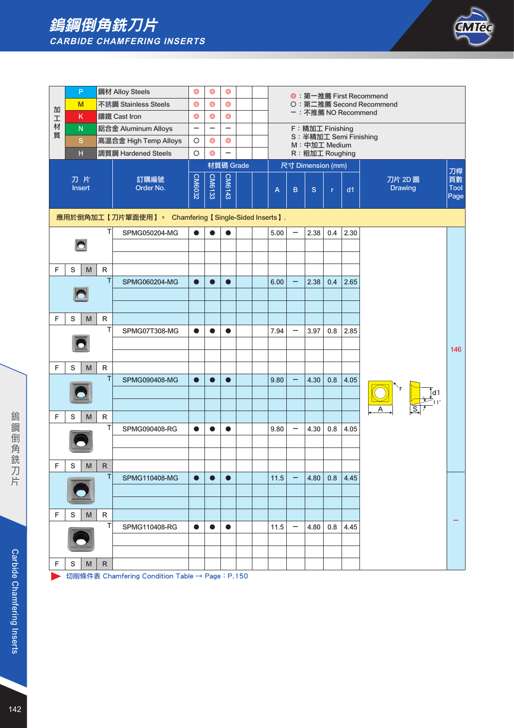# 鎢鋼倒角銑刀片
## CARBIDE CHAMFERING INSERTS

| 加工材質 | | | | | | | | |
|---|---|---|---|---|---|---|---|---|
| P | 鋼材 Alloy Steels | ◎ | ◎ | ◎ | | | ◎：第一推薦 First Recommend |
| M | 不銹鋼 Stainless Steels | ◎ | ◎ | ◎ | | | O：第二推薦 Second Recommend |
| K | 鑄鐵 Cast Iron | ◎ | ◎ | ◎ | | | 一：不推薦 NO Recommend |
| N | 鋁合金 Aluminum Alloys | 一 | 一 | 一 | | | F：精加工 Finishing |
| S | 高溫合金 High Temp Alloys | O | ◎ | ◎ | | | S：半精加工 Semi Finishing<br>M：中加工 Medium |
| H | 調質鋼 Hardened Steels | O | ◎ | 一 | | | R：粗加工 Roughing |

應用於倒角加工【刀片單面使用】。 Chamfering【Single-Sided Inserts】.

| 刀片 Insert | 訂購編號 Order No. | 材質碼 Grade CM6032 | CM6133 | CM6143 | | | 尺寸 Dimension (mm) A | B | S | r | d1 | 刀片 2D 圖 Drawing | 刀桿頁數 Tool Page |
|---|---|---|---|---|---|---|---|---|---|---|---|---|---|
| T / F S M R (M) | SPMG050204-MG | ● | ● | ● | | | 5.00 | 一 | 2.38 | 0.4 | 2.30 | | 146 |
| T / F S M R (M) | SPMG060204-MG | ● | ● | ● | | | 6.00 | 一 | 2.38 | 0.4 | 2.65 | | 146 |
| T / F S M R (M) | SPMG07T308-MG | ● | ● | ● | | | 7.94 | 一 | 3.97 | 0.8 | 2.85 | | 146 |
| T / F S M R (M) | SPMG090408-MG | ● | ● | ● | | | 9.80 | 一 | 4.30 | 0.8 | 4.05 | | 146 |
| T / F S M R (M, R) | SPMG090408-RG | ● | ● | ● | | | 9.80 | 一 | 4.30 | 0.8 | 4.05 | | 146 |
| T / F S M R (M) | SPMG110408-MG | ● | ● | ● | | | 11.5 | 一 | 4.80 | 0.8 | 4.45 | | 一 |
| T / F S M R (M, R) | SPMG110408-RG | ● | ● | ● | | | 11.5 | 一 | 4.80 | 0.8 | 4.45 | | 一 |

Drawing labels: A, r, S, d1, 11°

▶ 切削條件表 Chamfering Condition Table → Page：P.150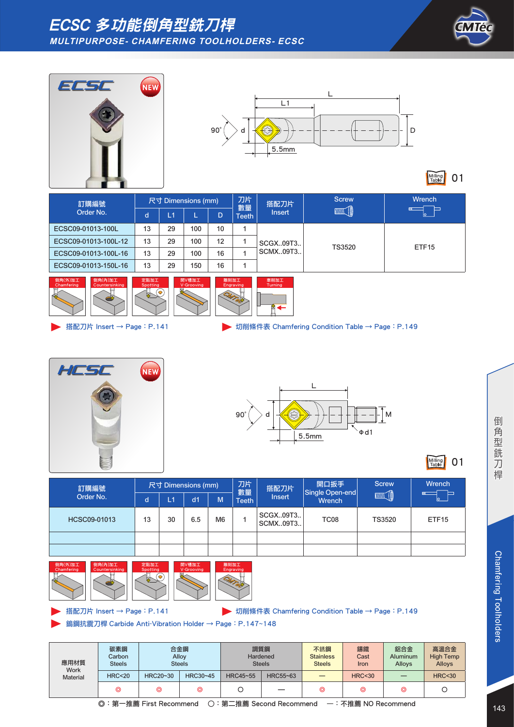# ECSC 多功能倒角型銑刀桿

## MULTIPURPOSE- CHAMFERING TOOLHOLDERS- ECSC

Milling Table 01

| 訂購編號 Order No. | 尺寸 Dimensions (mm) | | | | 刀片數量 Teeth | 搭配刀片 Insert | Screw | Wrench |
|---|---|---|---|---|---|---|---|---|
| | d | L1 | L | D | | | | |
| ECSC09-01013-100L | 13 | 29 | 100 | 10 | 1 | SCGX..09T3.. SCMX..09T3.. | TS3520 | ETF15 |
| ECSC09-01013-100L-12 | 13 | 29 | 100 | 12 | 1 | | | |
| ECSC09-01013-100L-16 | 13 | 29 | 100 | 16 | 1 | | | |
| ECSC09-01013-150L-16 | 13 | 29 | 150 | 16 | 1 | | | |

倒角(外)加工 Chamfering | 倒角(內)加工 Countersinking | 定點加工 Spotting | 開V槽加工 V-Grooving | 雕刻加工 Engraving | 車削加工 Turning

▶ 搭配刀片 Insert → Page：P.141

▶ 切削條件表 Chamfering Condition Table → Page：P.149

## HCSC

Milling Table 01

| 訂購編號 Order No. | 尺寸 Dimensions (mm) | | | | 刀片數量 Teeth | 搭配刀片 Insert | 開口扳手 Single Open-end Wrench | Screw | Wrench |
|---|---|---|---|---|---|---|---|---|---|
| | d | L1 | d1 | M | | | | | |
| HCSC09-01013 | 13 | 30 | 6.5 | M6 | 1 | SCGX..09T3.. SCMX..09T3.. | TC08 | TS3520 | ETF15 |

倒角(外)加工 Chamfering | 倒角(內)加工 Countersinking | 定點加工 Spotting | 開V槽加工 V-Grooving | 雕刻加工 Engraving

▶ 搭配刀片 Insert → Page：P.141

▶ 切削條件表 Chamfering Condition Table → Page：P.149

▶ 鎢鋼抗震刀桿 Carbide Anti-Vibration Holder → Page：P.147~148

| 應用材質 Work Material | 碳素鋼 Carbon Steels | 合金鋼 Alloy Steels | | 調質鋼 Hardened Steels | | 不銹鋼 Stainless Steels | 鑄鐵 Cast Iron | 鋁合金 Aluminum Alloys | 高溫合金 High Temp Alloys |
|---|---|---|---|---|---|---|---|---|---|
| | HRC<20 | HRC20~30 | HRC30~45 | HRC45~55 | HRC55~63 | — | HRC<30 | — | HRC<30 |
| | ◎ | ◎ | ◎ | ○ | — | ◎ | ◎ | ◎ | ○ |

◎：第一推薦 First Recommend　○：第二推薦 Second Recommend　—：不推薦 NO Recommend

倒角型銑刀桿 Chamfering Toolholders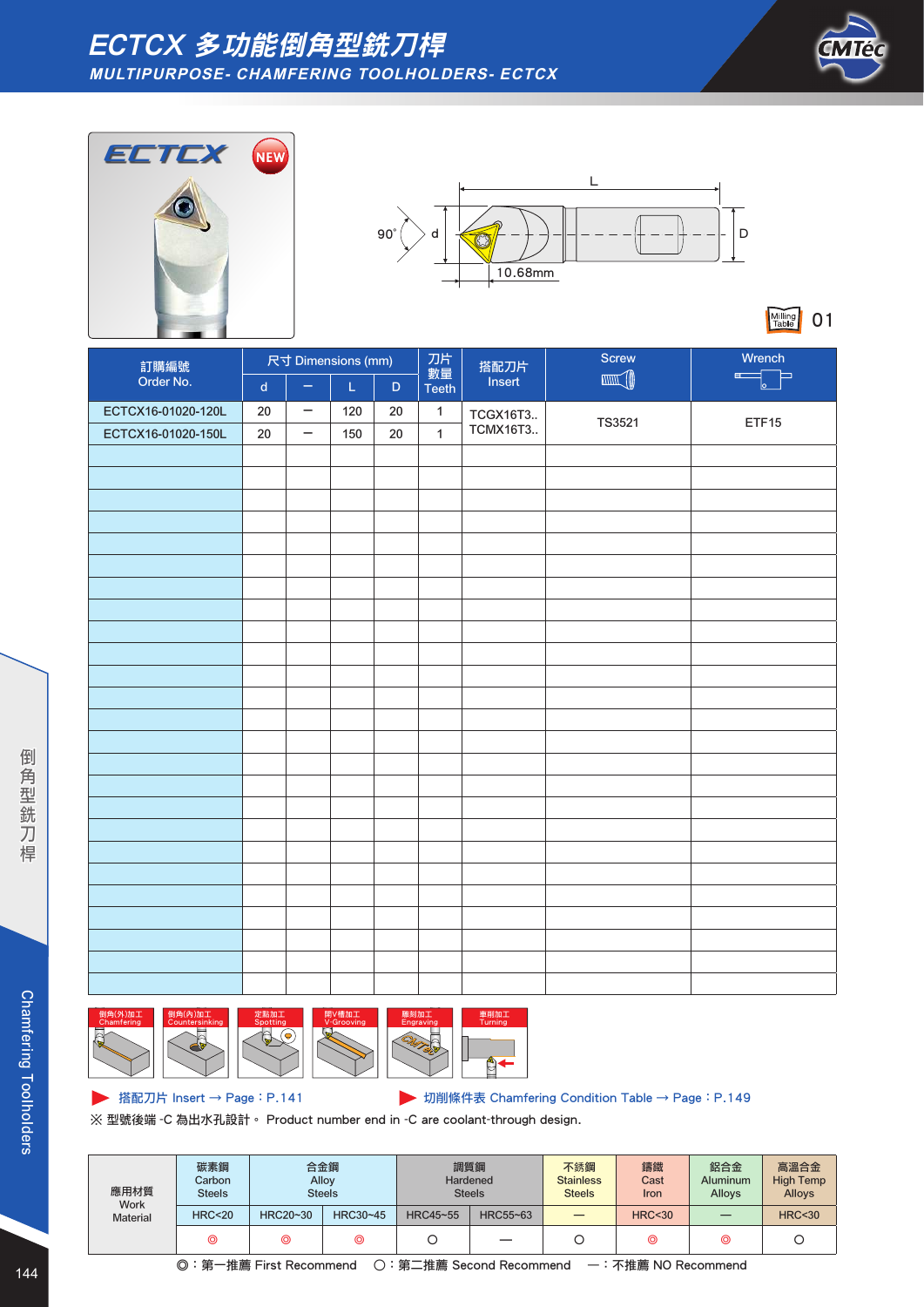# ECTCX 多功能倒角型銑刀桿

## MULTIPURPOSE- CHAMFERING TOOLHOLDERS- ECTCX

ECTCX NEW

90° d L D 10.68mm

Milling Table 01

| 訂購編號 Order No. | 尺寸 Dimensions (mm) | | | | 刀片數量 Teeth | 搭配刀片 Insert | Screw | Wrench |
|---|---|---|---|---|---|---|---|---|
| | d | — | L | D | | | | |
| ECTCX16-01020-120L | 20 | — | 120 | 20 | 1 | TCGX16T3.. TCMX16T3.. | TS3521 | ETF15 |
| ECTCX16-01020-150L | 20 | — | 150 | 20 | 1 | | | |

倒角(外)加工 Chamfering ｜ 倒角(內)加工 Countersinking ｜ 定點加工 Spotting ｜ 開V槽加工 V-Grooving ｜ 雕刻加工 Engraving ｜ 車削加工 Turning

▶ 搭配刀片 Insert → Page：P.141　　▶ 切削條件表 Chamfering Condition Table → Page：P.149

※ 型號後端 -C 為出水孔設計。 Product number end in -C are coolant-through design.

| 應用材質 Work Material | 碳素鋼 Carbon Steels | 合金鋼 Alloy Steels | | 調質鋼 Hardened Steels | | 不銹鋼 Stainless Steels | 鑄鐵 Cast Iron | 鋁合金 Aluminum Alloys | 高溫合金 High Temp Alloys |
|---|---|---|---|---|---|---|---|---|---|
| | HRC<20 | HRC20~30 | HRC30~45 | HRC45~55 | HRC55~63 | — | HRC<30 | — | HRC<30 |
| | ◎ | ◎ | ◎ | ○ | — | ○ | ◎ | ◎ | ○ |

◎：第一推薦 First Recommend　○：第二推薦 Second Recommend　—：不推薦 NO Recommend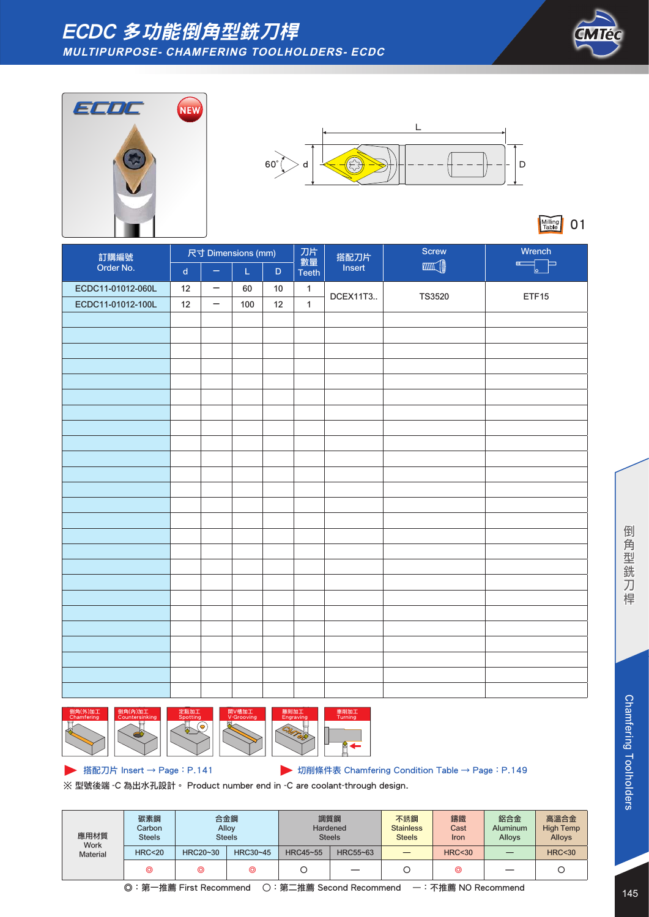# ECDC 多功能倒角型銑刀桿

## MULTIPURPOSE- CHAMFERING TOOLHOLDERS- ECDC

ECDC NEW

60° d L D

Milling Table 01

| 訂購編號 Order No. | 尺寸 Dimensions (mm) | | | | 刀片數量 Teeth | 搭配刀片 Insert | Screw | Wrench |
|---|---|---|---|---|---|---|---|---|
| | d | − | L | D | | | | |
| ECDC11-01012-060L | 12 | − | 60 | 10 | 1 | DCEX11T3.. | TS3520 | ETF15 |
| ECDC11-01012-100L | 12 | − | 100 | 12 | 1 | | | |

倒角(外)加工 Chamfering | 倒角(內)加工 Countersinking | 定點加工 Spotting | 開V槽加工 V-Grooving | 雕刻加工 Engraving | 車削加工 Turning

▶ 搭配刀片 Insert → Page：P.141　▶ 切削條件表 Chamfering Condition Table → Page：P.149

※ 型號後端 -C 為出水孔設計。 Product number end in -C are coolant-through design.

| 應用材質 Work Material | 碳素鋼 Carbon Steels | 合金鋼 Alloy Steels | | 調質鋼 Hardened Steels | | 不銹鋼 Stainless Steels | 鑄鐵 Cast Iron | 鋁合金 Aluminum Alloys | 高溫合金 High Temp Alloys |
|---|---|---|---|---|---|---|---|---|---|
| | HRC<20 | HRC20~30 | HRC30~45 | HRC45~55 | HRC55~63 | — | HRC<30 | — | HRC<30 |
| | ◎ | ◎ | ◎ | ○ | — | ○ | ◎ | — | ○ |

◎：第一推薦 First Recommend　○：第二推薦 Second Recommend　—：不推薦 NO Recommend

倒角型銑刀桿 Chamfering Toolholders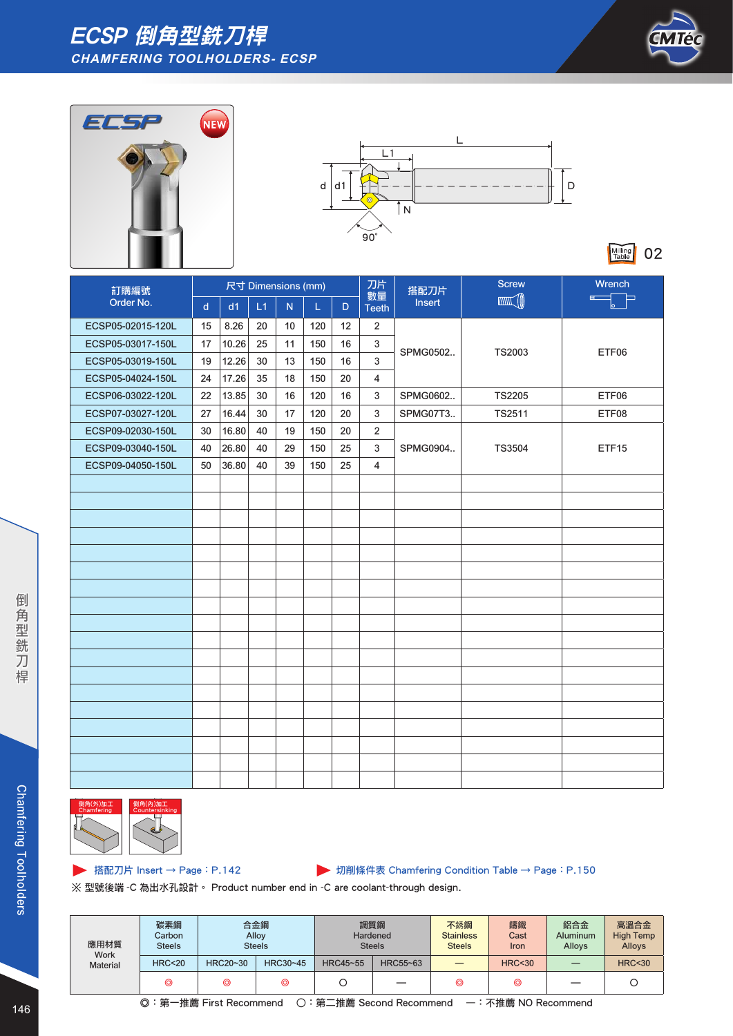# ECSP 倒角型銑刀桿

## CHAMFERING TOOLHOLDERS- ECSP

ECSP NEW

L, L1, d, d1, D, N, 90°

Milling Table 02

| 訂購編號 Order No. | 尺寸 Dimensions (mm) | | | | | | 刀片數量 Teeth | 搭配刀片 Insert | Screw | Wrench |
|---|---|---|---|---|---|---|---|---|---|---|
| | d | d1 | L1 | N | L | D | | | | |
| ECSP05-02015-120L | 15 | 8.26 | 20 | 10 | 120 | 12 | 2 | SPMG0502.. | TS2003 | ETF06 |
| ECSP05-03017-150L | 17 | 10.26 | 25 | 11 | 150 | 16 | 3 | SPMG0502.. | TS2003 | ETF06 |
| ECSP05-03019-150L | 19 | 12.26 | 30 | 13 | 150 | 16 | 3 | SPMG0502.. | TS2003 | ETF06 |
| ECSP05-04024-150L | 24 | 17.26 | 35 | 18 | 150 | 20 | 4 | SPMG0502.. | TS2003 | ETF06 |
| ECSP06-03022-120L | 22 | 13.85 | 30 | 16 | 120 | 16 | 3 | SPMG0602.. | TS2205 | ETF06 |
| ECSP07-03027-120L | 27 | 16.44 | 30 | 17 | 120 | 20 | 3 | SPMG07T3.. | TS2511 | ETF08 |
| ECSP09-02030-150L | 30 | 16.80 | 40 | 19 | 150 | 20 | 2 | SPMG0904.. | TS3504 | ETF15 |
| ECSP09-03040-150L | 40 | 26.80 | 40 | 29 | 150 | 25 | 3 | SPMG0904.. | TS3504 | ETF15 |
| ECSP09-04050-150L | 50 | 36.80 | 40 | 39 | 150 | 25 | 4 | SPMG0904.. | TS3504 | ETF15 |

倒角(外)加工 Chamfering　倒角(內)加工 Countersinking

▶ 搭配刀片 Insert → Page：P.142　▶ 切削條件表 Chamfering Condition Table → Page：P.150

※ 型號後端 -C 為出水孔設計。 Product number end in -C are coolant-through design.

| 應用材質 Work Material | 碳素鋼 Carbon Steels | 合金鋼 Alloy Steels | | 調質鋼 Hardened Steels | | 不銹鋼 Stainless Steels | 鑄鐵 Cast Iron | 鋁合金 Aluminum Alloys | 高溫合金 High Temp Alloys |
|---|---|---|---|---|---|---|---|---|---|
| | HRC<20 | HRC20~30 | HRC30~45 | HRC45~55 | HRC55~63 | — | HRC<30 | — | HRC<30 |
| | ◎ | ◎ | ◎ | ○ | — | ◎ | ◎ | — | ○ |

◎：第一推薦 First Recommend　○：第二推薦 Second Recommend　—：不推薦 NO Recommend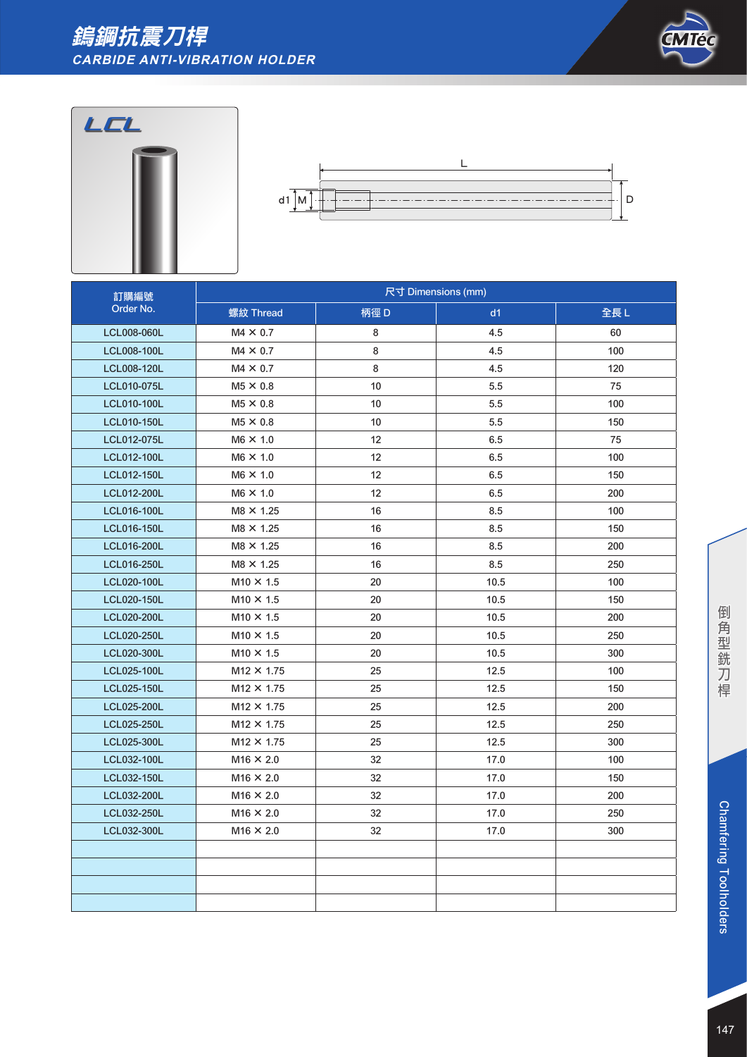# 鎢鋼抗震刀桿
## CARBIDE ANTI-VIBRATION HOLDER

### LCL

L

d1 M D

| 訂購編號 Order No. | 尺寸 Dimensions (mm) | | | |
|---|---|---|---|---|
| | 螺紋 Thread | 柄徑 D | d1 | 全長 L |
| LCL008-060L | M4 × 0.7 | 8 | 4.5 | 60 |
| LCL008-100L | M4 × 0.7 | 8 | 4.5 | 100 |
| LCL008-120L | M4 × 0.7 | 8 | 4.5 | 120 |
| LCL010-075L | M5 × 0.8 | 10 | 5.5 | 75 |
| LCL010-100L | M5 × 0.8 | 10 | 5.5 | 100 |
| LCL010-150L | M5 × 0.8 | 10 | 5.5 | 150 |
| LCL012-075L | M6 × 1.0 | 12 | 6.5 | 75 |
| LCL012-100L | M6 × 1.0 | 12 | 6.5 | 100 |
| LCL012-150L | M6 × 1.0 | 12 | 6.5 | 150 |
| LCL012-200L | M6 × 1.0 | 12 | 6.5 | 200 |
| LCL016-100L | M8 × 1.25 | 16 | 8.5 | 100 |
| LCL016-150L | M8 × 1.25 | 16 | 8.5 | 150 |
| LCL016-200L | M8 × 1.25 | 16 | 8.5 | 200 |
| LCL016-250L | M8 × 1.25 | 16 | 8.5 | 250 |
| LCL020-100L | M10 × 1.5 | 20 | 10.5 | 100 |
| LCL020-150L | M10 × 1.5 | 20 | 10.5 | 150 |
| LCL020-200L | M10 × 1.5 | 20 | 10.5 | 200 |
| LCL020-250L | M10 × 1.5 | 20 | 10.5 | 250 |
| LCL020-300L | M10 × 1.5 | 20 | 10.5 | 300 |
| LCL025-100L | M12 × 1.75 | 25 | 12.5 | 100 |
| LCL025-150L | M12 × 1.75 | 25 | 12.5 | 150 |
| LCL025-200L | M12 × 1.75 | 25 | 12.5 | 200 |
| LCL025-250L | M12 × 1.75 | 25 | 12.5 | 250 |
| LCL025-300L | M12 × 1.75 | 25 | 12.5 | 300 |
| LCL032-100L | M16 × 2.0 | 32 | 17.0 | 100 |
| LCL032-150L | M16 × 2.0 | 32 | 17.0 | 150 |
| LCL032-200L | M16 × 2.0 | 32 | 17.0 | 200 |
| LCL032-250L | M16 × 2.0 | 32 | 17.0 | 250 |
| LCL032-300L | M16 × 2.0 | 32 | 17.0 | 300 |
| | | | | |
| | | | | |
| | | | | |
| | | | | |

倒角型銑刀桿 Chamfering Toolholders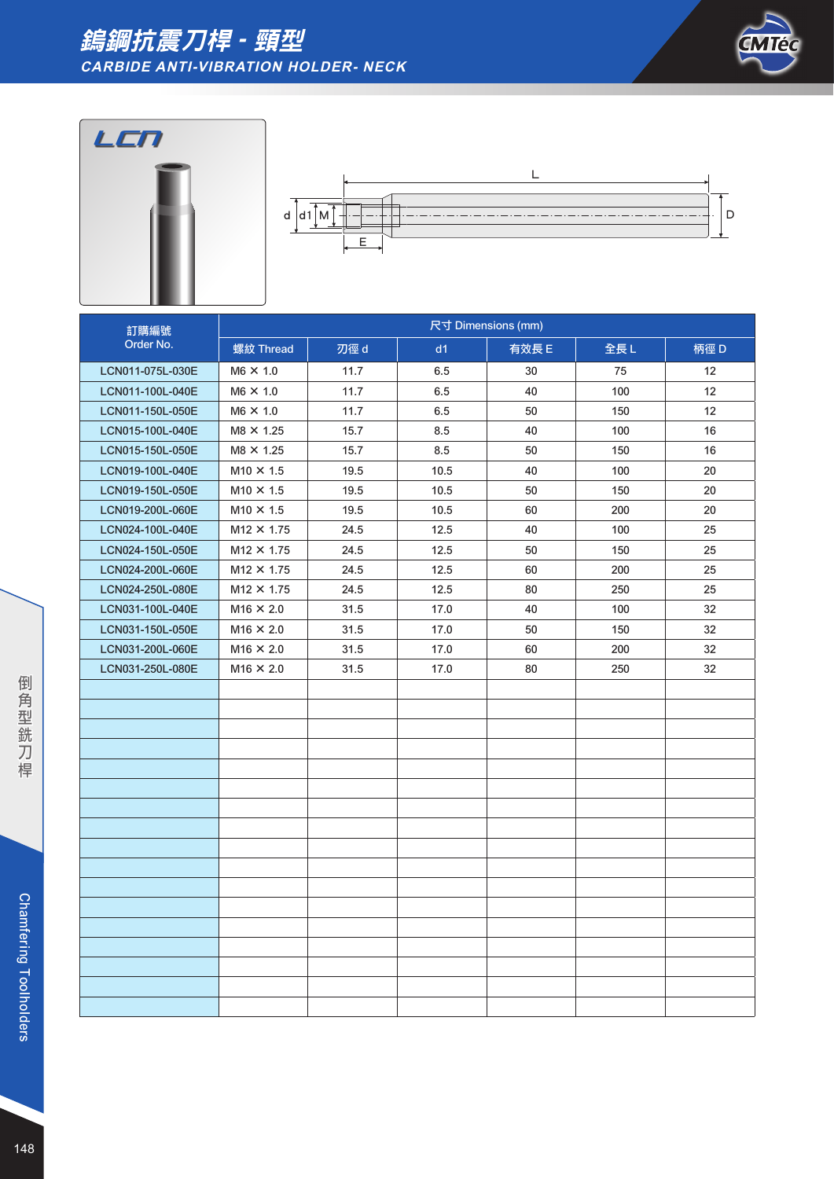# 鎢鋼抗震刀桿 - 頸型

## CARBIDE ANTI-VIBRATION HOLDER- NECK

LCN

| 訂購編號 Order No. | 尺寸 Dimensions (mm) | | | | | |
|---|---|---|---|---|---|---|
| | 螺紋 Thread | 刃徑 d | d1 | 有效長 E | 全長 L | 柄徑 D |
| LCN011-075L-030E | M6 × 1.0 | 11.7 | 6.5 | 30 | 75 | 12 |
| LCN011-100L-040E | M6 × 1.0 | 11.7 | 6.5 | 40 | 100 | 12 |
| LCN011-150L-050E | M6 × 1.0 | 11.7 | 6.5 | 50 | 150 | 12 |
| LCN015-100L-040E | M8 × 1.25 | 15.7 | 8.5 | 40 | 100 | 16 |
| LCN015-150L-050E | M8 × 1.25 | 15.7 | 8.5 | 50 | 150 | 16 |
| LCN019-100L-040E | M10 × 1.5 | 19.5 | 10.5 | 40 | 100 | 20 |
| LCN019-150L-050E | M10 × 1.5 | 19.5 | 10.5 | 50 | 150 | 20 |
| LCN019-200L-060E | M10 × 1.5 | 19.5 | 10.5 | 60 | 200 | 20 |
| LCN024-100L-040E | M12 × 1.75 | 24.5 | 12.5 | 40 | 100 | 25 |
| LCN024-150L-050E | M12 × 1.75 | 24.5 | 12.5 | 50 | 150 | 25 |
| LCN024-200L-060E | M12 × 1.75 | 24.5 | 12.5 | 60 | 200 | 25 |
| LCN024-250L-080E | M12 × 1.75 | 24.5 | 12.5 | 80 | 250 | 25 |
| LCN031-100L-040E | M16 × 2.0 | 31.5 | 17.0 | 40 | 100 | 32 |
| LCN031-150L-050E | M16 × 2.0 | 31.5 | 17.0 | 50 | 150 | 32 |
| LCN031-200L-060E | M16 × 2.0 | 31.5 | 17.0 | 60 | 200 | 32 |
| LCN031-250L-080E | M16 × 2.0 | 31.5 | 17.0 | 80 | 250 | 32 |

倒角型銑刀桿

Chamfering Toolholders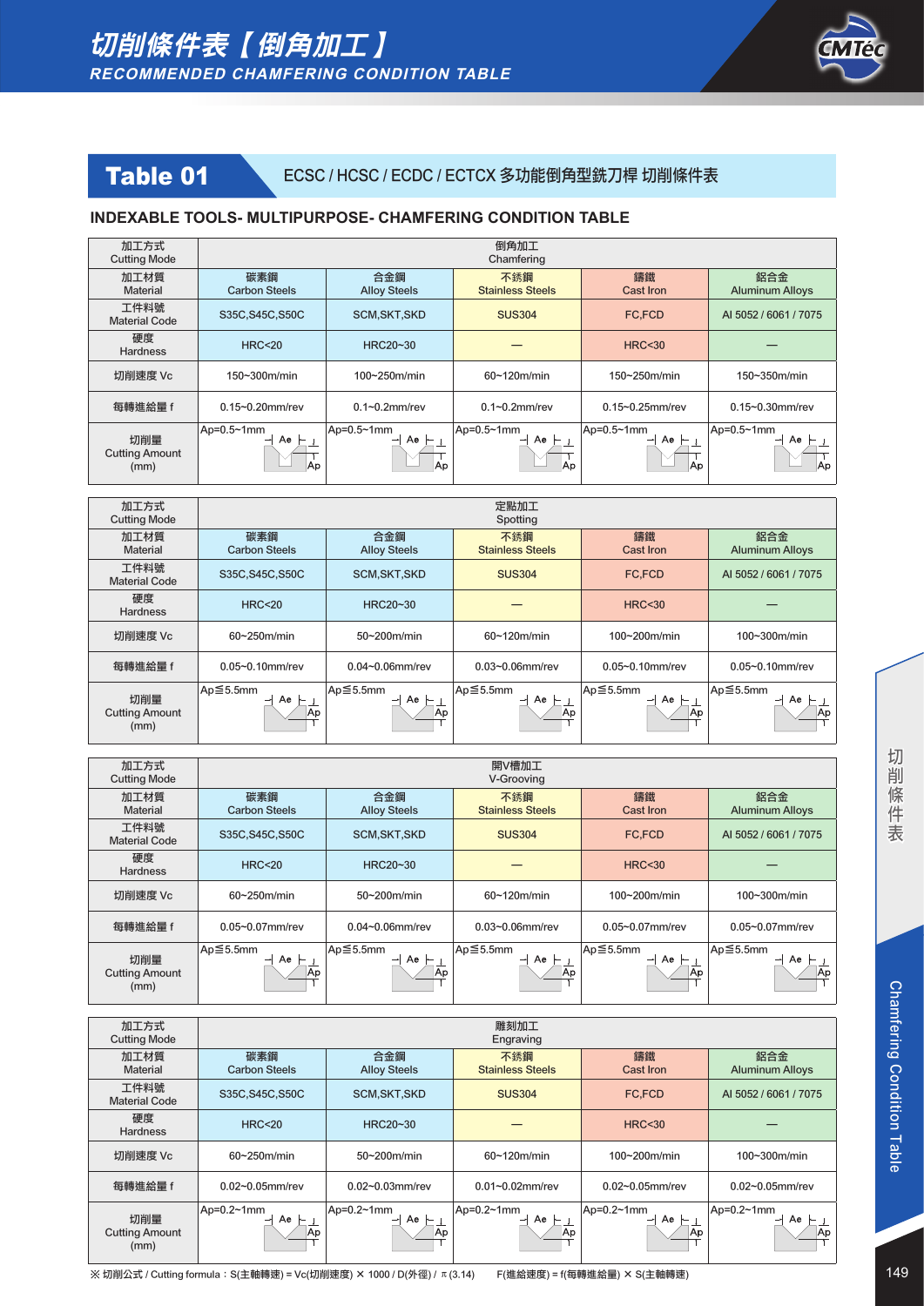# 切削條件表【倒角加工】
## RECOMMENDED CHAMFERING CONDITION TABLE

## Table 01 ECSC / HCSC / ECDC / ECTCX 多功能倒角型銑刀桿 切削條件表

### INDEXABLE TOOLS- MULTIPURPOSE- CHAMFERING CONDITION TABLE

| 加工方式 Cutting Mode | 倒角加工 Chamfering | | | | |
|---|---|---|---|---|---|
| 加工材質 Material | 碳素鋼 Carbon Steels | 合金鋼 Alloy Steels | 不銹鋼 Stainless Steels | 鑄鐵 Cast Iron | 鋁合金 Aluminum Alloys |
| 工件料號 Material Code | S35C,S45C,S50C | SCM,SKT,SKD | SUS304 | FC,FCD | Al 5052 / 6061 / 7075 |
| 硬度 Hardness | HRC<20 | HRC20~30 | — | HRC<30 | — |
| 切削速度 Vc | 150~300m/min | 100~250m/min | 60~120m/min | 150~250m/min | 150~350m/min |
| 每轉進給量 f | 0.15~0.20mm/rev | 0.1~0.2mm/rev | 0.1~0.2mm/rev | 0.15~0.25mm/rev | 0.15~0.30mm/rev |
| 切削量 Cutting Amount (mm) | Ap=0.5~1mm | Ap=0.5~1mm | Ap=0.5~1mm | Ap=0.5~1mm | Ap=0.5~1mm |

| 加工方式 Cutting Mode | 定點加工 Spotting | | | | |
|---|---|---|---|---|---|
| 加工材質 Material | 碳素鋼 Carbon Steels | 合金鋼 Alloy Steels | 不銹鋼 Stainless Steels | 鑄鐵 Cast Iron | 鋁合金 Aluminum Alloys |
| 工件料號 Material Code | S35C,S45C,S50C | SCM,SKT,SKD | SUS304 | FC,FCD | Al 5052 / 6061 / 7075 |
| 硬度 Hardness | HRC<20 | HRC20~30 | — | HRC<30 | — |
| 切削速度 Vc | 60~250m/min | 50~200m/min | 60~120m/min | 100~200m/min | 100~300m/min |
| 每轉進給量 f | 0.05~0.10mm/rev | 0.04~0.06mm/rev | 0.03~0.06mm/rev | 0.05~0.10mm/rev | 0.05~0.10mm/rev |
| 切削量 Cutting Amount (mm) | Ap≦5.5mm | Ap≦5.5mm | Ap≦5.5mm | Ap≦5.5mm | Ap≦5.5mm |

| 加工方式 Cutting Mode | 開V槽加工 V-Grooving | | | | |
|---|---|---|---|---|---|
| 加工材質 Material | 碳素鋼 Carbon Steels | 合金鋼 Alloy Steels | 不銹鋼 Stainless Steels | 鑄鐵 Cast Iron | 鋁合金 Aluminum Alloys |
| 工件料號 Material Code | S35C,S45C,S50C | SCM,SKT,SKD | SUS304 | FC,FCD | Al 5052 / 6061 / 7075 |
| 硬度 Hardness | HRC<20 | HRC20~30 | — | HRC<30 | — |
| 切削速度 Vc | 60~250m/min | 50~200m/min | 60~120m/min | 100~200m/min | 100~300m/min |
| 每轉進給量 f | 0.05~0.07mm/rev | 0.04~0.06mm/rev | 0.03~0.06mm/rev | 0.05~0.07mm/rev | 0.05~0.07mm/rev |
| 切削量 Cutting Amount (mm) | Ap≦5.5mm | Ap≦5.5mm | Ap≦5.5mm | Ap≦5.5mm | Ap≦5.5mm |

| 加工方式 Cutting Mode | 雕刻加工 Engraving | | | | |
|---|---|---|---|---|---|
| 加工材質 Material | 碳素鋼 Carbon Steels | 合金鋼 Alloy Steels | 不銹鋼 Stainless Steels | 鑄鐵 Cast Iron | 鋁合金 Aluminum Alloys |
| 工件料號 Material Code | S35C,S45C,S50C | SCM,SKT,SKD | SUS304 | FC,FCD | Al 5052 / 6061 / 7075 |
| 硬度 Hardness | HRC<20 | HRC20~30 | — | HRC<30 | — |
| 切削速度 Vc | 60~250m/min | 50~200m/min | 60~120m/min | 100~200m/min | 100~300m/min |
| 每轉進給量 f | 0.02~0.05mm/rev | 0.02~0.03mm/rev | 0.01~0.02mm/rev | 0.02~0.05mm/rev | 0.02~0.05mm/rev |
| 切削量 Cutting Amount (mm) | Ap=0.2~1mm | Ap=0.2~1mm | Ap=0.2~1mm | Ap=0.2~1mm | Ap=0.2~1mm |

※ 切削公式 / Cutting formula：S(主軸轉速) = Vc(切削速度) × 1000 / D(外徑) / π(3.14)　　F(進給速度) = f(每轉進給量) × S(主軸轉速)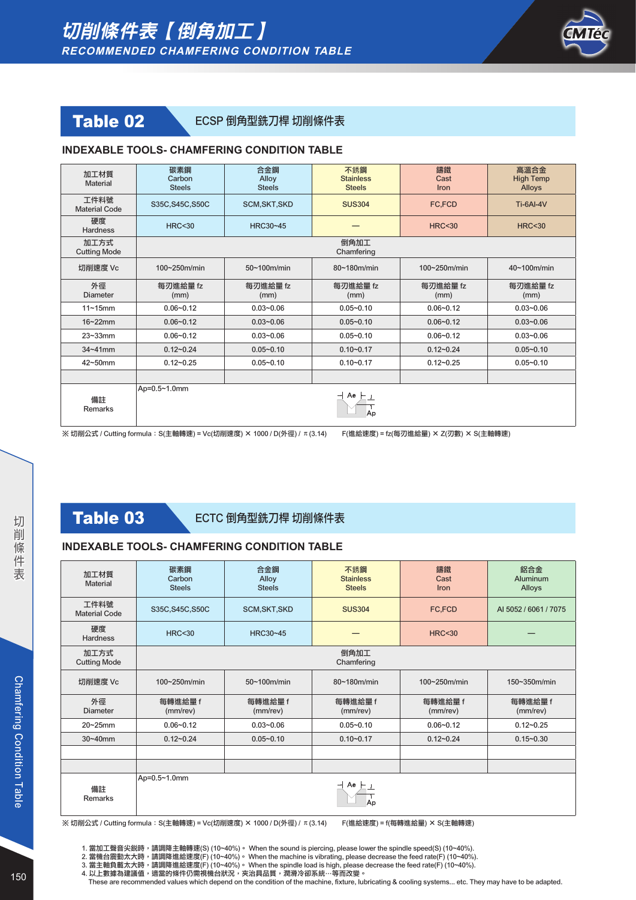# 切削條件表【倒角加工】

*RECOMMENDED CHAMFERING CONDITION TABLE*

## Table 02 ECSP 倒角型銑刀桿 切削條件表

### INDEXABLE TOOLS- CHAMFERING CONDITION TABLE

| 加工材質 Material | 碳素鋼 Carbon Steels | 合金鋼 Alloy Steels | 不銹鋼 Stainless Steels | 鑄鐵 Cast Iron | 高溫合金 High Temp Alloys |
|---|---|---|---|---|---|
| 工件料號 Material Code | S35C,S45C,S50C | SCM,SKT,SKD | SUS304 | FC,FCD | Ti-6Al-4V |
| 硬度 Hardness | HRC<30 | HRC30~45 | — | HRC<30 | HRC<30 |
| 加工方式 Cutting Mode | 倒角加工 Chamfering | | | | |
| 切削速度 Vc | 100~250m/min | 50~100m/min | 80~180m/min | 100~250m/min | 40~100m/min |
| 外徑 Diameter | 每刃進給量 fz (mm) | 每刃進給量 fz (mm) | 每刃進給量 fz (mm) | 每刃進給量 fz (mm) | 每刃進給量 fz (mm) |
| 11~15mm | 0.06~0.12 | 0.03~0.06 | 0.05~0.10 | 0.06~0.12 | 0.03~0.06 |
| 16~22mm | 0.06~0.12 | 0.03~0.06 | 0.05~0.10 | 0.06~0.12 | 0.03~0.06 |
| 23~33mm | 0.06~0.12 | 0.03~0.06 | 0.05~0.10 | 0.06~0.12 | 0.03~0.06 |
| 34~41mm | 0.12~0.24 | 0.05~0.10 | 0.10~0.17 | 0.12~0.24 | 0.05~0.10 |
| 42~50mm | 0.12~0.25 | 0.05~0.10 | 0.10~0.17 | 0.12~0.25 | 0.05~0.10 |
| | | | | | |
| 備註 Remarks | Ap=0.5~1.0mm (Ae, Ap) | | | | |

※ 切削公式 / Cutting formula：S(主軸轉速) = Vc(切削速度) × 1000 / D(外徑) / π(3.14)　　F(進給速度) = fz(每刃進給量) × Z(刃數) × S(主軸轉速)

## Table 03 ECTC 倒角型銑刀桿 切削條件表

### INDEXABLE TOOLS- CHAMFERING CONDITION TABLE

| 加工材質 Material | 碳素鋼 Carbon Steels | 合金鋼 Alloy Steels | 不銹鋼 Stainless Steels | 鑄鐵 Cast Iron | 鋁合金 Aluminum Alloys |
|---|---|---|---|---|---|
| 工件料號 Material Code | S35C,S45C,S50C | SCM,SKT,SKD | SUS304 | FC,FCD | Al 5052 / 6061 / 7075 |
| 硬度 Hardness | HRC<30 | HRC30~45 | — | HRC<30 | — |
| 加工方式 Cutting Mode | 倒角加工 Chamfering | | | | |
| 切削速度 Vc | 100~250m/min | 50~100m/min | 80~180m/min | 100~250m/min | 150~350m/min |
| 外徑 Diameter | 每轉進給量 f (mm/rev) | 每轉進給量 f (mm/rev) | 每轉進給量 f (mm/rev) | 每轉進給量 f (mm/rev) | 每轉進給量 f (mm/rev) |
| 20~25mm | 0.06~0.12 | 0.03~0.06 | 0.05~0.10 | 0.06~0.12 | 0.12~0.25 |
| 30~40mm | 0.12~0.24 | 0.05~0.10 | 0.10~0.17 | 0.12~0.24 | 0.15~0.30 |
| | | | | | |
| | | | | | |
| 備註 Remarks | Ap=0.5~1.0mm (Ae, Ap) | | | | |

※ 切削公式 / Cutting formula：S(主軸轉速) = Vc(切削速度) × 1000 / D(外徑) / π(3.14)　　F(進給速度) = f(每轉進給量) × S(主軸轉速)

1. 當加工聲音尖銳時，請調降主軸轉速(S) (10~40%)。 When the sound is piercing, please lower the spindle speed(S) (10~40%).
2. 當機台震動太大時，請調降進給速度(F) (10~40%)。 When the machine is vibrating, please decrease the feed rate(F) (10~40%).
3. 當主軸負載太大時，請調降進給速度(F) (10~40%)。 When the spindle load is high, please decrease the feed rate(F) (10~40%).
4. 以上數據為建議值，適當的條件仍需視機台狀況，夾治具品質，潤滑冷卻系統…等而改變。
   These are recommended values which depend on the condition of the machine, fixture, lubricating & cooling systems... etc. They may have to be adapted.